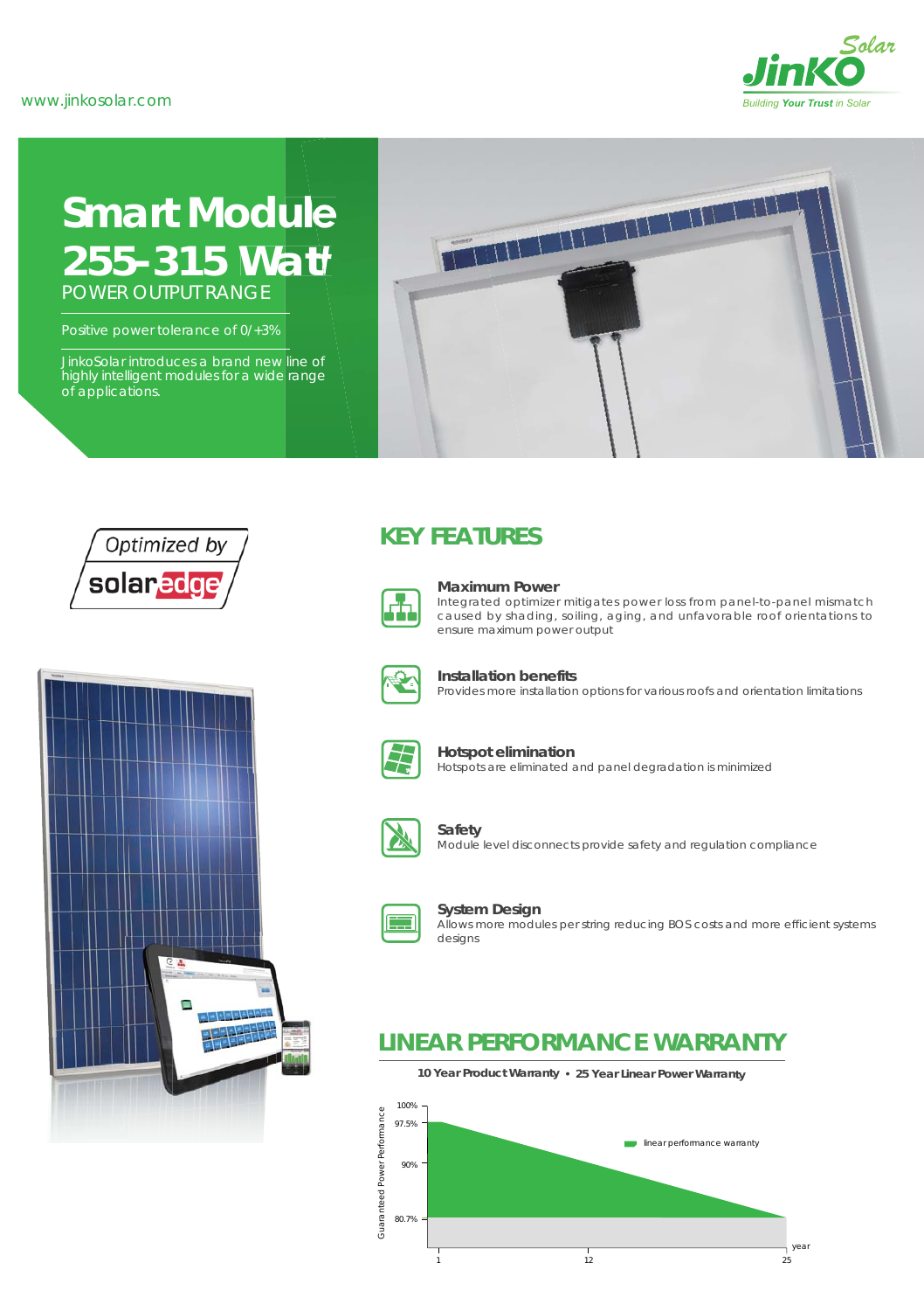www.jinkosolar.com

JinKO Solar
Building Your Trust in Solar

# Smart Module 255-315 Watt

POWER OUTPUT RANGE

Positive power tolerance of 0/+3%

JinkoSolar introduces a brand new line of highly intelligent modules for a wide range of applications.

Optimized by solaredge

## KEY FEATURES

**Maximum Power**
Integrated optimizer mitigates power loss from panel-to-panel mismatch caused by shading, soiling, aging, and unfavorable roof orientations to ensure maximum power output

**Installation benefits**
Provides more installation options for various roofs and orientation limitations

**Hotspot elimination**
Hotspots are eliminated and panel degradation is minimized

**Safety**
Module level disconnects provide safety and regulation compliance

**System Design**
Allows more modules per string reducing BOS costs and more efficient systems designs

## LINEAR PERFORMANCE WARRANTY

**10 Year Product Warranty • 25 Year Linear Power Warranty**

Guaranteed Power Performance: 100%, 97.5%, 90%, 80.7%

linear performance warranty

year: 1, 12, 25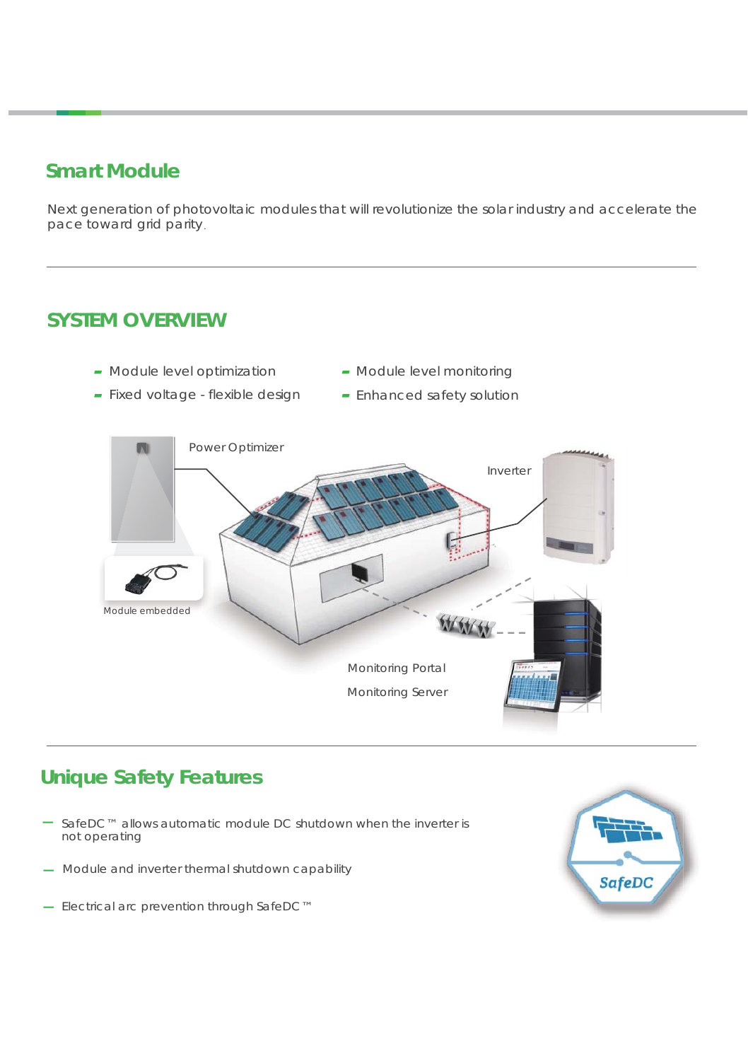## Smart Module

Next generation of photovoltaic modules that will revolutionize the solar industry and accelerate the pace toward grid parity.

---

## SYSTEM OVERVIEW

- Module level optimization
- Fixed voltage - flexible design
- Module level monitoring
- Enhanced safety solution

Power Optimizer

Inverter

Module embedded

Monitoring Portal

Monitoring Server

---

## Unique Safety Features

- SafeDC ™ allows automatic module DC shutdown when the inverter is not operating
- Module and inverter thermal shutdown capability
- Electrical arc prevention through SafeDC ™

SafeDC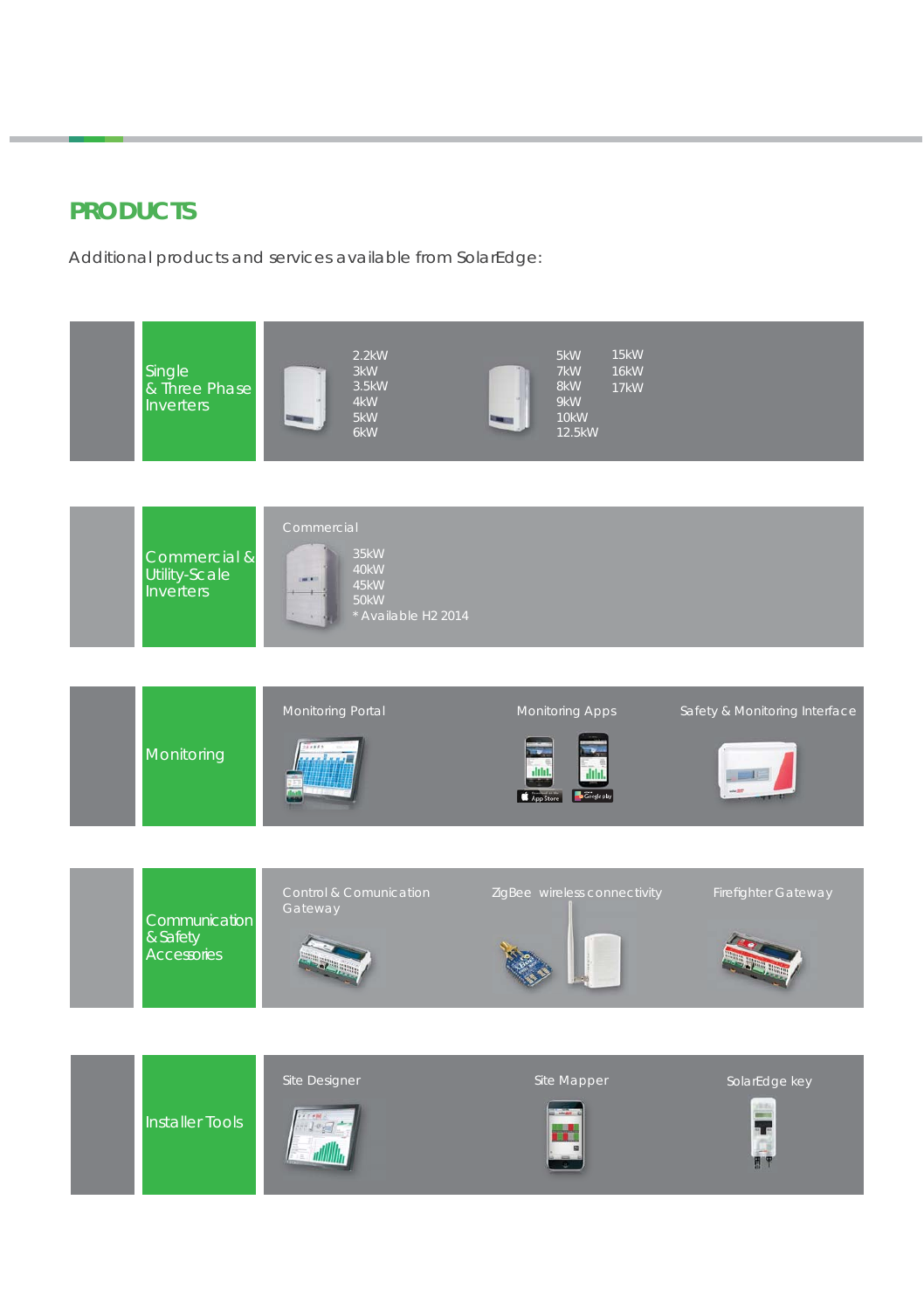## PRODUCTS

Additional products and services available from SolarEdge:

### Single & Three Phase Inverters

- 2.2kW
- 3kW
- 3.5kW
- 4kW
- 5kW
- 6kW

- 5kW
- 7kW
- 8kW
- 9kW
- 10kW
- 12.5kW
- 15kW
- 16kW
- 17kW

### Commercial & Utility-Scale Inverters

Commercial

- 35kW
- 40kW
- 45kW
- 50kW

* Available H2 2014

### Monitoring

- Monitoring Portal
- Monitoring Apps
- Safety & Monitoring Interface

### Communication & Safety Accessories

- Control & Comunication Gateway
- ZigBee wireless connectivity
- Firefighter Gateway

### Installer Tools

- Site Designer
- Site Mapper
- SolarEdge key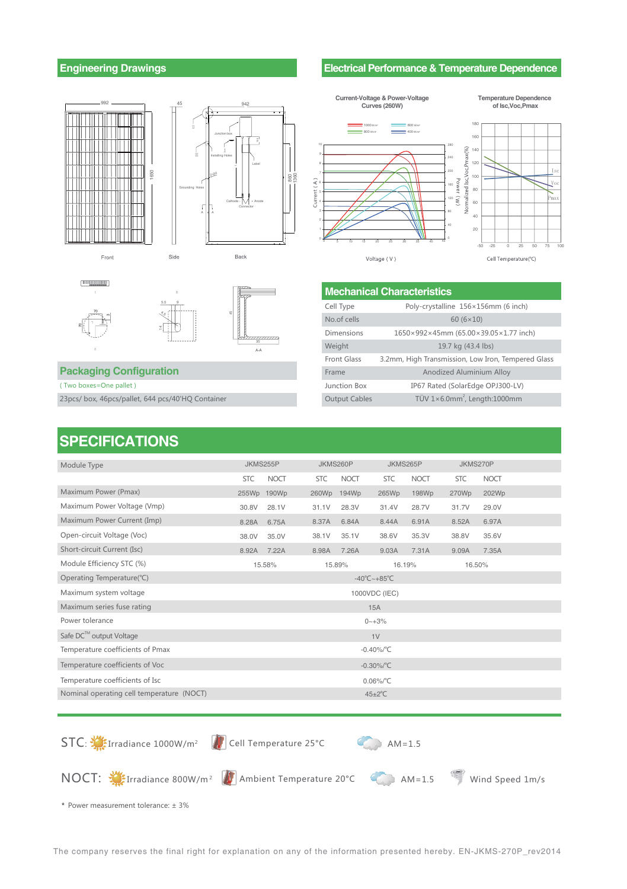## Engineering Drawings

Front | Side | Back

## Electrical Performance & Temperature Dependence

Current-Voltage & Power-Voltage Curves (260W)

Temperature Dependence of Isc,Voc,Pmax

## Packaging Configuration

( Two boxes=One pallet )

23pcs/ box, 46pcs/pallet, 644 pcs/40'HQ Container

## Mechanical Characteristics

| | |
|---|---|
| Cell Type | Poly-crystalline 156×156mm (6 inch) |
| No.of cells | 60 (6×10) |
| Dimensions | 1650×992×45mm (65.00×39.05×1.77 inch) |
| Weight | 19.7 kg (43.4 lbs) |
| Front Glass | 3.2mm, High Transmission, Low Iron, Tempered Glass |
| Frame | Anodized Aluminium Alloy |
| Junction Box | IP67 Rated (SolarEdge OPJ300-LV) |
| Output Cables | TÜV 1×6.0mm², Length:1000mm |

# SPECIFICATIONS

| Module Type | JKMS255P | | JKMS260P | | JKMS265P | | JKMS270P | |
|---|---|---|---|---|---|---|---|---|
| | STC | NOCT | STC | NOCT | STC | NOCT | STC | NOCT |
| Maximum Power (Pmax) | 255Wp | 190Wp | 260Wp | 194Wp | 265Wp | 198Wp | 270Wp | 202Wp |
| Maximum Power Voltage (Vmp) | 30.8V | 28.1V | 31.1V | 28.3V | 31.4V | 28.7V | 31.7V | 29.0V |
| Maximum Power Current (Imp) | 8.28A | 6.75A | 8.37A | 6.84A | 8.44A | 6.91A | 8.52A | 6.97A |
| Open-circuit Voltage (Voc) | 38.0V | 35.0V | 38.1V | 35.1V | 38.6V | 35.3V | 38.8V | 35.6V |
| Short-circuit Current (Isc) | 8.92A | 7.22A | 8.98A | 7.26A | 9.03A | 7.31A | 9.09A | 7.35A |
| Module Efficiency STC (%) | 15.58% | | 15.89% | | 16.19% | | 16.50% | |
| Operating Temperature(℃) | -40℃~+85℃ | | | | | | | |
| Maximum system voltage | 1000VDC (IEC) | | | | | | | |
| Maximum series fuse rating | 15A | | | | | | | |
| Power tolerance | 0~+3% | | | | | | | |
| Safe DC™ output Voltage | 1V | | | | | | | |
| Temperature coefficients of Pmax | -0.40%/℃ | | | | | | | |
| Temperature coefficients of Voc | -0.30%/℃ | | | | | | | |
| Temperature coefficients of Isc | 0.06%/℃ | | | | | | | |
| Nominal operating cell temperature (NOCT) | 45±2℃ | | | | | | | |

STC: Irradiance 1000W/m² | Cell Temperature 25°C | AM=1.5

NOCT: Irradiance 800W/m² | Ambient Temperature 20°C | AM=1.5 | Wind Speed 1m/s

* Power measurement tolerance: ± 3%

The company reserves the final right for explanation on any of the information presented hereby. EN-JKMS-270P_rev2014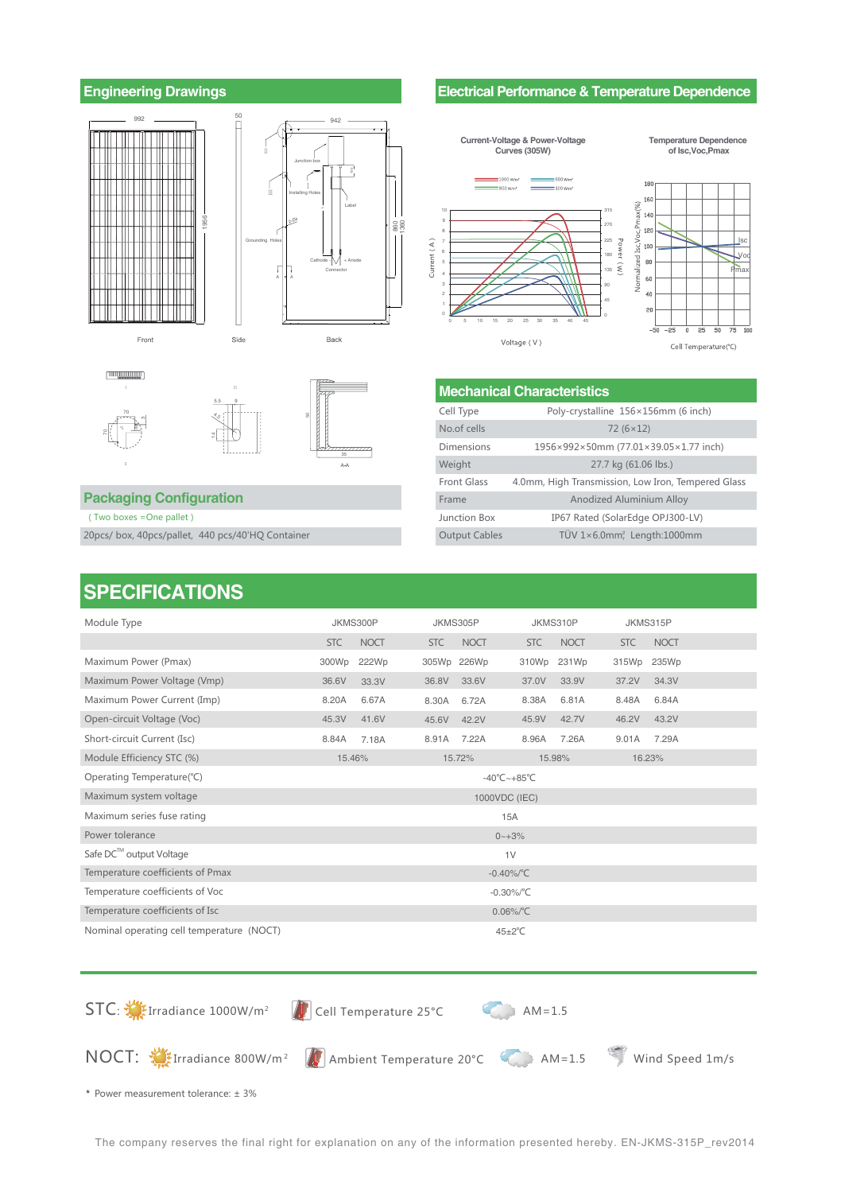## Engineering Drawings

992

50

942

1956

860

1360

Junction box

Installing Holes

Label

Grounding Holes

Cathode -

+ Anode

Connector

Front

Side

Back

A-A

## Electrical Performance & Temperature Dependence

Current-Voltage & Power-Voltage Curves (305W)

1000 W/m²
800 W/m²
600 W/m²
400 W/m²

Current ( A )

Power ( W )

Voltage ( V )

Temperature Dependence of Isc,Voc,Pmax

Normalized Isc,Voc,Pmax(%)

Isc

Voc

Pmax

Cell Temperature(℃)

## Mechanical Characteristics

| | |
|---|---|
| Cell Type | Poly-crystalline 156×156mm (6 inch) |
| No.of cells | 72 (6×12) |
| Dimensions | 1956×992×50mm (77.01×39.05×1.77 inch) |
| Weight | 27.7 kg (61.06 lbs.) |
| Front Glass | 4.0mm, High Transmission, Low Iron, Tempered Glass |
| Frame | Anodized Aluminium Alloy |
| Junction Box | IP67 Rated (SolarEdge OPJ300-LV) |
| Output Cables | TÜV 1×6.0mm², Length:1000mm |

## Packaging Configuration

( Two boxes =One pallet )

20pcs/ box, 40pcs/pallet, 440 pcs/40'HQ Container

# SPECIFICATIONS

| Module Type | JKMS300P | | JKMS305P | | JKMS310P | | JKMS315P | |
|---|---|---|---|---|---|---|---|---|
| | STC | NOCT | STC | NOCT | STC | NOCT | STC | NOCT |
| Maximum Power (Pmax) | 300Wp | 222Wp | 305Wp | 226Wp | 310Wp | 231Wp | 315Wp | 235Wp |
| Maximum Power Voltage (Vmp) | 36.6V | 33.3V | 36.8V | 33.6V | 37.0V | 33.9V | 37.2V | 34.3V |
| Maximum Power Current (Imp) | 8.20A | 6.67A | 8.30A | 6.72A | 8.38A | 6.81A | 8.48A | 6.84A |
| Open-circuit Voltage (Voc) | 45.3V | 41.6V | 45.6V | 42.2V | 45.9V | 42.7V | 46.2V | 43.2V |
| Short-circuit Current (Isc) | 8.84A | 7.18A | 8.91A | 7.22A | 8.96A | 7.26A | 9.01A | 7.29A |
| Module Efficiency STC (%) | 15.46% | | 15.72% | | 15.98% | | 16.23% | |
| Operating Temperature(℃) | -40℃~+85℃ | | | | | | | |
| Maximum system voltage | 1000VDC (IEC) | | | | | | | |
| Maximum series fuse rating | 15A | | | | | | | |
| Power tolerance | 0~+3% | | | | | | | |
| Safe DC™ output Voltage | 1V | | | | | | | |
| Temperature coefficients of Pmax | -0.40%/℃ | | | | | | | |
| Temperature coefficients of Voc | -0.30%/℃ | | | | | | | |
| Temperature coefficients of Isc | 0.06%/℃ | | | | | | | |
| Nominal operating cell temperature (NOCT) | 45±2℃ | | | | | | | |

STC: Irradiance 1000W/m² Cell Temperature 25°C AM=1.5

NOCT: Irradiance 800W/m² Ambient Temperature 20°C AM=1.5 Wind Speed 1m/s

* Power measurement tolerance: ± 3%

The company reserves the final right for explanation on any of the information presented hereby. EN-JKMS-315P_rev2014